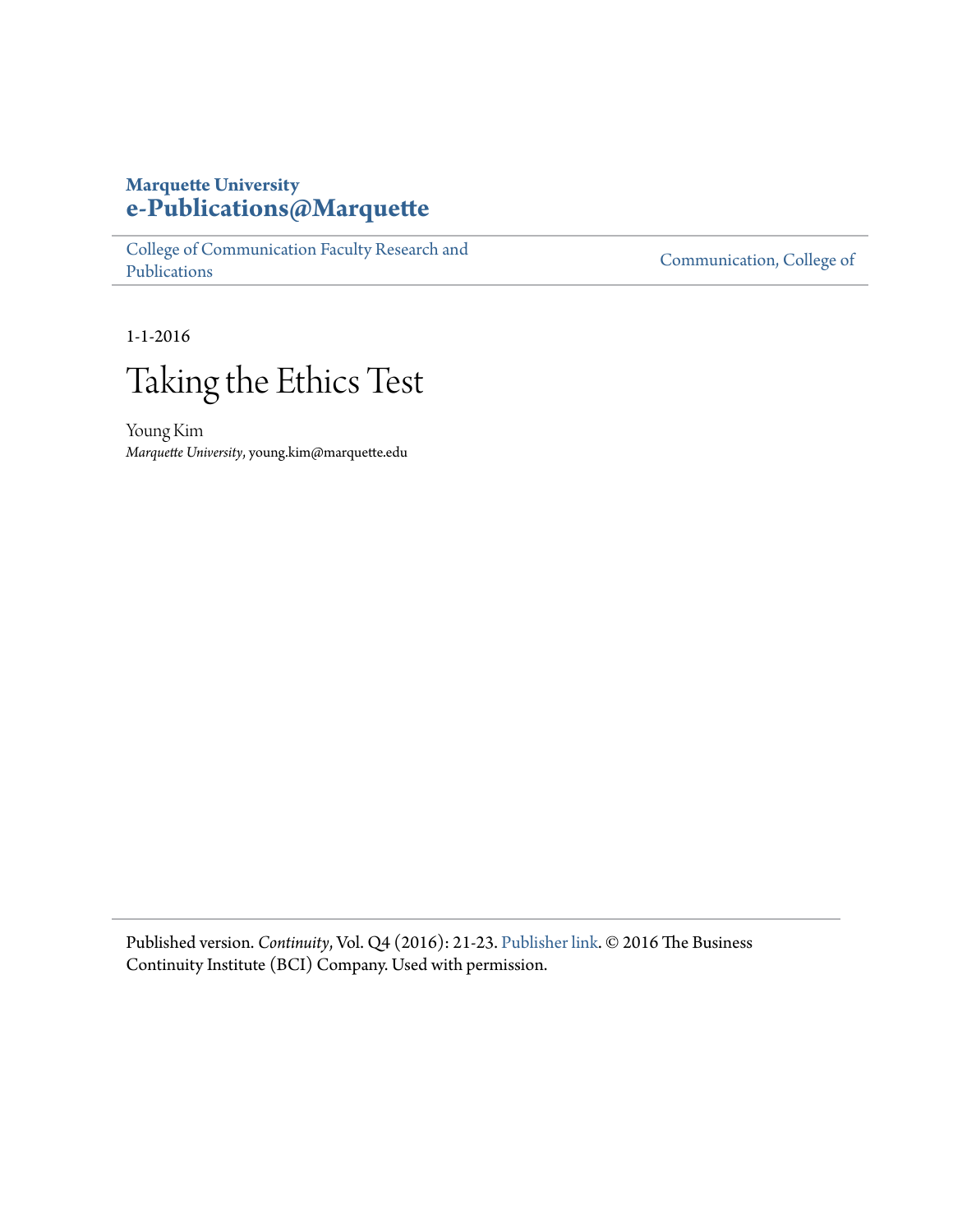**Marquette University**
**e-Publications@Marquette**

College of Communication Faculty Research and Publications | Communication, College of

1-1-2016

# Taking the Ethics Test

Young Kim
*Marquette University*, young.kim@marquette.edu

Published version. *Continuity*, Vol. Q4 (2016): 21-23. Publisher link. © 2016 The Business Continuity Institute (BCI) Company. Used with permission.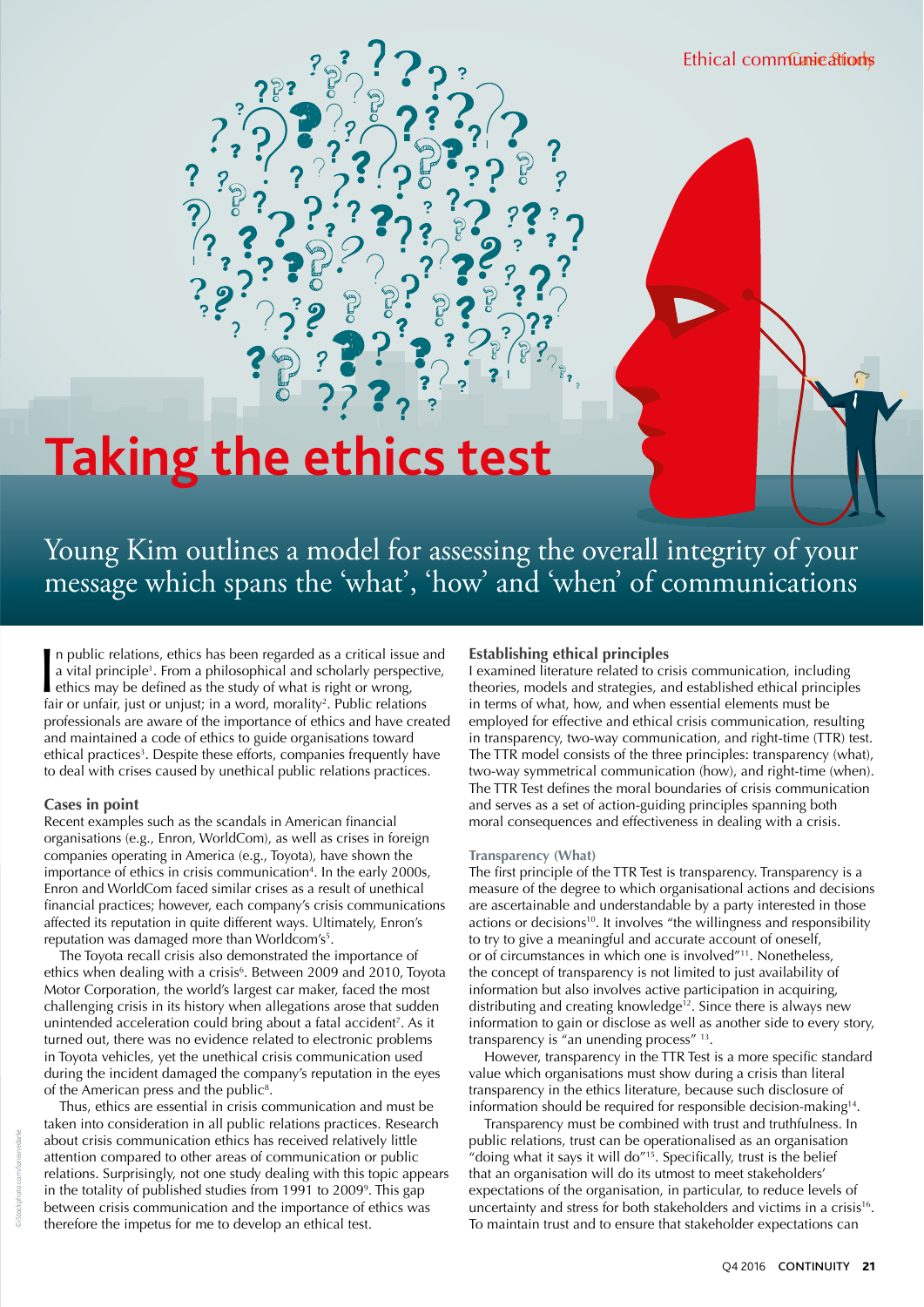# Taking the ethics test

Young Kim outlines a model for assessing the overall integrity of your message which spans the 'what', 'how' and 'when' of communications

In public relations, ethics has been regarded as a critical issue and a vital principle[1]. From a philosophical and scholarly perspective, ethics may be defined as the study of what is right or wrong, fair or unfair, just or unjust; in a word, morality[2]. Public relations professionals are aware of the importance of ethics and have created and maintained a code of ethics to guide organisations toward ethical practices[3]. Despite these efforts, companies frequently have to deal with crises caused by unethical public relations practices.

### Cases in point

Recent examples such as the scandals in American financial organisations (e.g., Enron, WorldCom), as well as crises in foreign companies operating in America (e.g., Toyota), have shown the importance of ethics in crisis communication[4]. In the early 2000s, Enron and WorldCom faced similar crises as a result of unethical financial practices; however, each company's crisis communications affected its reputation in quite different ways. Ultimately, Enron's reputation was damaged more than Worldcom's[5].

The Toyota recall crisis also demonstrated the importance of ethics when dealing with a crisis[6]. Between 2009 and 2010, Toyota Motor Corporation, the world's largest car maker, faced the most challenging crisis in its history when allegations arose that sudden unintended acceleration could bring about a fatal accident[7]. As it turned out, there was no evidence related to electronic problems in Toyota vehicles, yet the unethical crisis communication used during the incident damaged the company's reputation in the eyes of the American press and the public[8].

Thus, ethics are essential in crisis communication and must be taken into consideration in all public relations practices. Research about crisis communication ethics has received relatively little attention compared to other areas of communication or public relations. Surprisingly, not one study dealing with this topic appears in the totality of published studies from 1991 to 2009[9]. This gap between crisis communication and the importance of ethics was therefore the impetus for me to develop an ethical test.

### Establishing ethical principles

I examined literature related to crisis communication, including theories, models and strategies, and established ethical principles in terms of what, how, and when essential elements must be employed for effective and ethical crisis communication, resulting in transparency, two-way communication, and right-time (TTR) test. The TTR model consists of the three principles: transparency (what), two-way symmetrical communication (how), and right-time (when). The TTR Test defines the moral boundaries of crisis communication and serves as a set of action-guiding principles spanning both moral consequences and effectiveness in dealing with a crisis.

#### Transparency (What)

The first principle of the TTR Test is transparency. Transparency is a measure of the degree to which organisational actions and decisions are ascertainable and understandable by a party interested in those actions or decisions[10]. It involves "the willingness and responsibility to try to give a meaningful and accurate account of oneself, or of circumstances in which one is involved"[11]. Nonetheless, the concept of transparency is not limited to just availability of information but also involves active participation in acquiring, distributing and creating knowledge[12]. Since there is always new information to gain or disclose as well as another side to every story, transparency is "an unending process" [13].

However, transparency in the TTR Test is a more specific standard value which organisations must show during a crisis than literal transparency in the ethics literature, because such disclosure of information should be required for responsible decision-making[14].

Transparency must be combined with trust and truthfulness. In public relations, trust can be operationalised as an organisation "doing what it says it will do"[15]. Specifically, trust is the belief that an organisation will do its utmost to meet stakeholders' expectations of the organisation, in particular, to reduce levels of uncertainty and stress for both stakeholders and victims in a crisis[16]. To maintain trust and to ensure that stakeholder expectations can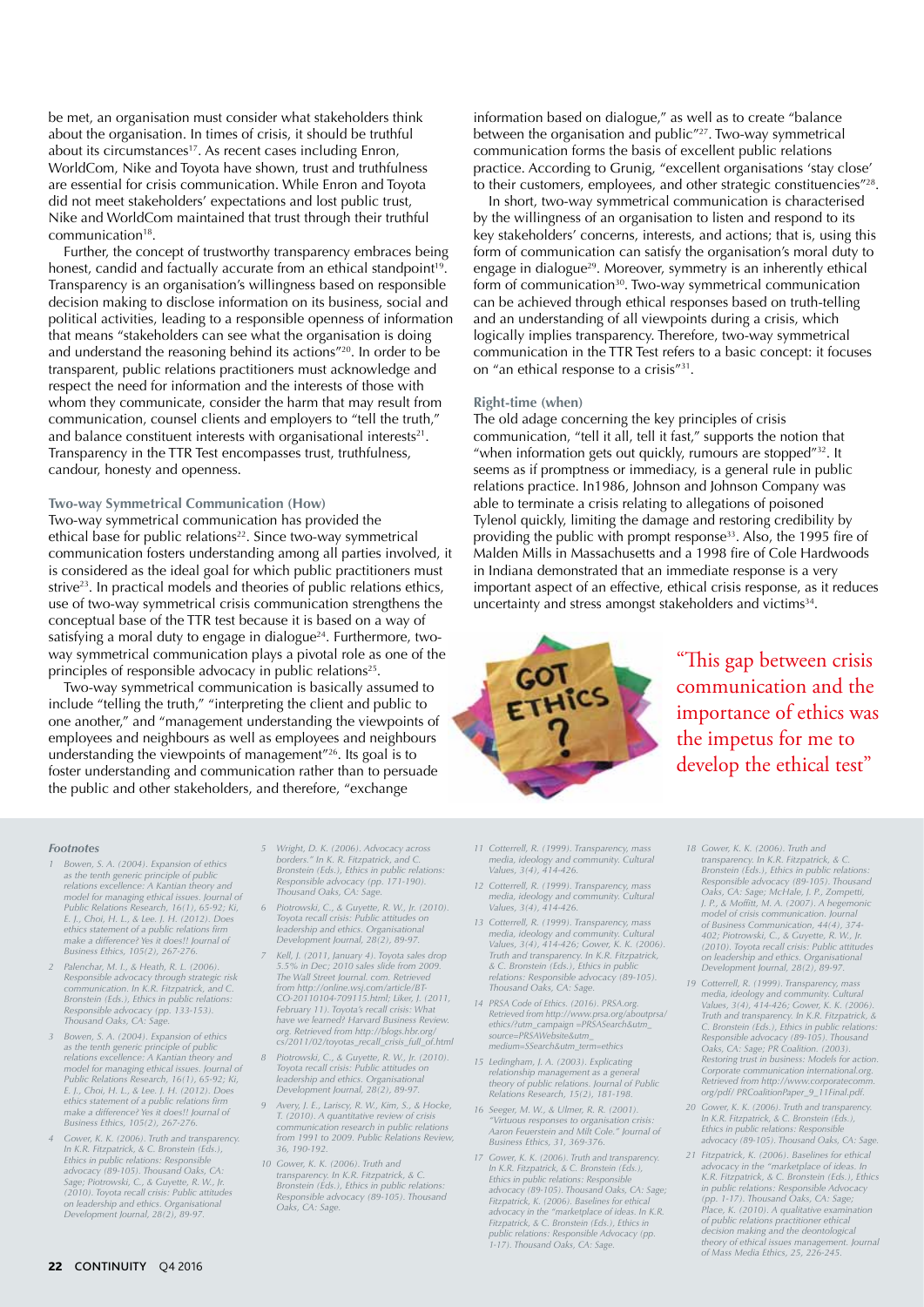be met, an organisation must consider what stakeholders think about the organisation. In times of crisis, it should be truthful about its circumstances[17]. As recent cases including Enron, WorldCom, Nike and Toyota have shown, trust and truthfulness are essential for crisis communication. While Enron and Toyota did not meet stakeholders' expectations and lost public trust, Nike and WorldCom maintained that trust through their truthful communication[18].

Further, the concept of trustworthy transparency embraces being honest, candid and factually accurate from an ethical standpoint[19]. Transparency is an organisation's willingness based on responsible decision making to disclose information on its business, social and political activities, leading to a responsible openness of information that means "stakeholders can see what the organisation is doing and understand the reasoning behind its actions"[20]. In order to be transparent, public relations practitioners must acknowledge and respect the need for information and the interests of those with whom they communicate, consider the harm that may result from communication, counsel clients and employers to "tell the truth," and balance constituent interests with organisational interests[21]. Transparency in the TTR Test encompasses trust, truthfulness, candour, honesty and openness.

### Two-way Symmetrical Communication (How)

Two-way symmetrical communication has provided the ethical base for public relations[22]. Since two-way symmetrical communication fosters understanding among all parties involved, it is considered as the ideal goal for which public practitioners must strive[23]. In practical models and theories of public relations ethics, use of two-way symmetrical crisis communication strengthens the conceptual base of the TTR test because it is based on a way of satisfying a moral duty to engage in dialogue[24]. Furthermore, two-way symmetrical communication plays a pivotal role as one of the principles of responsible advocacy in public relations[25].

Two-way symmetrical communication is basically assumed to include "telling the truth," "interpreting the client and public to one another," and "management understanding the viewpoints of employees and neighbours as well as employees and neighbours understanding the viewpoints of management"[26]. Its goal is to foster understanding and communication rather than to persuade the public and other stakeholders, and therefore, "exchange information based on dialogue," as well as to create "balance between the organisation and public"[27]. Two-way symmetrical communication forms the basis of excellent public relations practice. According to Grunig, "excellent organisations 'stay close' to their customers, employees, and other strategic constituencies"[28].

In short, two-way symmetrical communication is characterised by the willingness of an organisation to listen and respond to its key stakeholders' concerns, interests, and actions; that is, using this form of communication can satisfy the organisation's moral duty to engage in dialogue[29]. Moreover, symmetry is an inherently ethical form of communication[30]. Two-way symmetrical communication can be achieved through ethical responses based on truth-telling and an understanding of all viewpoints during a crisis, which logically implies transparency. Therefore, two-way symmetrical communication in the TTR Test refers to a basic concept: it focuses on "an ethical response to a crisis"[31].

### Right-time (when)

The old adage concerning the key principles of crisis communication, "tell it all, tell it fast," supports the notion that "when information gets out quickly, rumours are stopped"[32]. It seems as if promptness or immediacy, is a general rule in public relations practice. In1986, Johnson and Johnson Company was able to terminate a crisis relating to allegations of poisoned Tylenol quickly, limiting the damage and restoring credibility by providing the public with prompt response[33]. Also, the 1995 fire of Malden Mills in Massachusetts and a 1998 fire of Cole Hardwoods in Indiana demonstrated that an immediate response is a very important aspect of an effective, ethical crisis response, as it reduces uncertainty and stress amongst stakeholders and victims[34].

"This gap between crisis communication and the importance of ethics was the impetus for me to develop the ethical test"

#### Footnotes

1. Bowen, S. A. (2004). Expansion of ethics as the tenth generic principle of public relations excellence: A Kantian theory and model for managing ethical issues. Journal of Public Relations Research, 16(1), 65-92; Ki, E. J., Choi, H. L., & Lee. J. H. (2012). Does ethics statement of a public relations firm make a difference? Yes it does!! Journal of Business Ethics, 105(2), 267-276.
2. Palenchar, M. J., & Heath, R. L. (2006). Responsible advocacy through strategic risk communication. In K.R. Fitzpatrick, and C. Bronstein (Eds.), Ethics in public relations: Responsible advocacy (pp. 133-153). Thousand Oaks, CA: Sage.
3. Bowen, S. A. (2004). Expansion of ethics as the tenth generic principle of public relations excellence: A Kantian theory and model for managing ethical issues. Journal of Public Relations Research, 16(1), 65-92; Ki, E. J., Choi, H. L., & Lee. J. H. (2012). Does ethics statement of a public relations firm make a difference? Yes it does!! Journal of Business Ethics, 105(2), 267-276.
4. Gower, K. K. (2006). Truth and transparency. In K.R. Fitzpatrick, & C. Bronstein (Eds.), Ethics in public relations: Responsible advocacy (89-105). Thousand Oaks, CA: Sage; Piotrowski, C., & Guyette, R. W., Jr. (2010). Toyota recall crisis: Public attitudes on leadership and ethics. Organisational Development Journal, 28(2), 89-97.
5. Wright, D. K. (2006). Advocacy across borders." In K. R. Fitzpatrick, and C. Bronstein (Eds.), Ethics in public relations: Responsible advocacy (pp. 171-190). Thousand Oaks, CA: Sage.
6. Piotrowski, C., & Guyette, R. W., Jr. (2010). Toyota recall crisis: Public attitudes on leadership and ethics. Organisational Development Journal, 28(2), 89-97.
7. Kell, J. (2011, January 4). Toyota sales drop 5.5% in Dec; 2010 sales slide from 2009. The Wall Street Journal. com. Retrieved from http://online.wsj.com/article/BT-CO-20110104-709115.html; Liker, J. (2011, February 11). Toyota's recall crisis: What have we learned? Harvard Business Review. org. Retrieved from http://blogs.hbr.org/cs/2011/02/toyotas_recall_crisis_full_of.html
8. Piotrowski, C., & Guyette, R. W., Jr. (2010). Toyota recall crisis: Public attitudes on leadership and ethics. Organisational Development Journal, 28(2), 89-97.
9. Avery, J. E., Lariscy, R. W., Kim, S., & Hocke, T. (2010). A quantitative review of crisis communication research in public relations from 1991 to 2009. Public Relations Review, 36, 190-192.
10. Gower, K. K. (2006). Truth and transparency. In K.R. Fitzpatrick, & C. Bronstein (Eds.), Ethics in public relations: Responsible advocacy (89-105). Thousand Oaks, CA: Sage.
11. Cotterrell, R. (1999). Transparency, mass media, ideology and community. Cultural Values, 3(4), 414-426.
12. Cotterrell, R. (1999). Transparency, mass media, ideology and community. Cultural Values, 3(4), 414-426.
13. Cotterrell, R. (1999). Transparency, mass media, ideology and community. Cultural Values, 3(4), 414-426; Gower, K. K. (2006). Truth and transparency. In K.R. Fitzpatrick, & C. Bronstein (Eds.), Ethics in public relations: Responsible advocacy (89-105). Thousand Oaks, CA: Sage.
14. PRSA Code of Ethics. (2016). PRSA.org. Retrieved from http://www.prsa.org/aboutprsa/ethics/?utm_campaign =PRSASearch&utm_source=PRSAWebsite&utm_medium=SSearch&utm_term=ethics
15. Ledingham, J. A. (2003). Explicating relationship management as a general theory of public relations. Journal of Public Relations Research, 15(2), 181-198.
16. Seeger, M. W., & Ulmer, R. R. (2001). "Virtuous responses to organisation crisis: Aaron Feuerstein and Milt Cole." Journal of Business Ethics, 31, 369-376.
17. Gower, K. K. (2006). Truth and transparency. In K.R. Fitzpatrick, & C. Bronstein (Eds.), Ethics in public relations: Responsible advocacy (89-105). Thousand Oaks, CA: Sage; Fitzpatrick, K. (2006). Baselines for ethical advocacy in the "marketplace of ideas. In K.R. Fitzpatrick, & C. Bronstein (Eds.), Ethics in public relations: Responsible Advocacy (pp. 1-17). Thousand Oaks, CA: Sage.
18. Gower, K. K. (2006). Truth and transparency. In K.R. Fitzpatrick, & C. Bronstein (Eds.), Ethics in public relations: Responsible advocacy (89-105). Thousand Oaks, CA: Sage; McHale, J. P., Zompetti, J. P., & Moffitt, M. A. (2007). A hegemonic model of crisis communication. Journal of Business Communication, 44(4), 374-402; Piotrowski, C., & Guyette, R. W., Jr. (2010). Toyota recall crisis: Public attitudes on leadership and ethics. Organisational Development Journal, 28(2), 89-97.
19. Cotterrell, R. (1999). Transparency, mass media, ideology and community. Cultural Values, 3(4), 414-426; Gower, K. K. (2006). Truth and transparency. In K.R. Fitzpatrick, & C. Bronstein (Eds.), Ethics in public relations: Responsible advocacy (89-105). Thousand Oaks, CA: Sage; PR Coalition. (2003). Restoring trust in business: Models for action. Corporate communication international.org. Retrieved from http://www.corporatecomm.org/pdf/ PRCoalitionPaper_9_11Final.pdf.
20. Gower, K. K. (2006). Truth and transparency. In K.R. Fitzpatrick, & C. Bronstein (Eds.), Ethics in public relations: Responsible advocacy (89-105). Thousand Oaks, CA: Sage.
21. Fitzpatrick, K. (2006). Baselines for ethical advocacy in the "marketplace of ideas. In K.R. Fitzpatrick, & C. Bronstein (Eds.), Ethics in public relations: Responsible Advocacy (pp. 1-17). Thousand Oaks, CA: Sage; Place, K. (2010). A qualitative examination of public relations practitioner ethical decision making and the deontological theory of ethical issues management. Journal of Mass Media Ethics, 25, 226-245.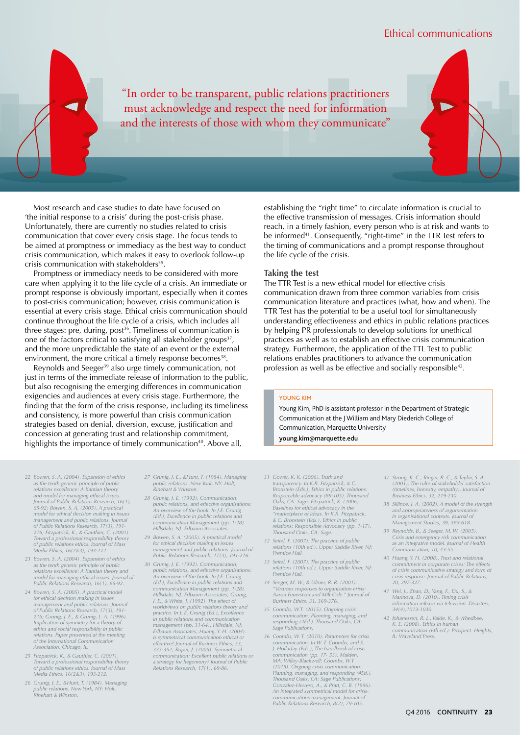"In order to be transparent, public relations practitioners must acknowledge and respect the need for information and the interests of those with whom they communicate"

Most research and case studies to date have focused on 'the initial response to a crisis' during the post-crisis phase. Unfortunately, there are currently no studies related to crisis communication that cover every crisis stage. The focus tends to be aimed at promptness or immediacy as the best way to conduct crisis communication, which makes it easy to overlook follow-up crisis communication with stakeholders[35].

Promptness or immediacy needs to be considered with more care when applying it to the life cycle of a crisis. An immediate or prompt response is obviously important, especially when it comes to post-crisis communication; however, crisis communication is essential at every crisis stage. Ethical crisis communication should continue throughout the life cycle of a crisis, which includes all three stages: pre, during, post[36]. Timeliness of communication is one of the factors critical to satisfying all stakeholder groups[37], and the more unpredictable the state of an event or the external environment, the more critical a timely response becomes[38].

Reynolds and Seeger[39] also urge timely communication, not just in terms of the immediate release of information to the public, but also recognising the emerging differences in communication exigencies and audiences at every crisis stage. Furthermore, the finding that the form of the crisis response, including its timeliness and consistency, is more powerful than crisis communication strategies based on denial, diversion, excuse, justification and concession at generating trust and relationship commitment, highlights the importance of timely communication[40]. Above all, establishing the "right time" to circulate information is crucial to the effective transmission of messages. Crisis information should reach, in a timely fashion, every person who is at risk and wants to be informed[41]. Consequently, "right-time" in the TTR Test refers to the timing of communications and a prompt response throughout the life cycle of the crisis.

## Taking the test

The TTR Test is a new ethical model for effective crisis communication drawn from three common variables from crisis communication literature and practices (what, how and when). The TTR Test has the potential to be a useful tool for simultaneously understanding effectiveness and ethics in public relations practices by helping PR professionals to develop solutions for unethical practices as well as to establish an effective crisis communication strategy. Furthermore, the application of the TTL Test to public relations enables practitioners to advance the communication profession as well as be effective and socially responsible[42].

**YOUNG KIM**

Young Kim, PhD is assistant professor in the Department of Strategic Communication at the J William and Mary Diederich College of Communication, Marquette University

**young.kim@marquette.edu**

*22 Bowen, S. A. (2004). Expansion of ethics as the tenth generic principle of public relations excellence: A Kantian theory and model for managing ethical issues. Journal of Public Relations Research, 16(1), 65-92; Bowen, S. A. (2005). A practical model for ethical decision making in issues management and public relations. Journal of Public Relations Research, 17(3), 191-216; Fitzpatrick, K., & Gauthier, C. (2001). Toward a professional responsibility theory of public relations ethics. Journal of Mass Media Ethics, 16(2&3), 193-212.*

*23 Bowen, S. A. (2004). Expansion of ethics as the tenth generic principle of public relations excellence: A Kantian theory and model for managing ethical issues. Journal of Public Relations Research, 16(1), 65-92.*

*24 Bowen, S. A. (2005). A practical model for ethical decision making in issues management and public relations. Journal of Public Relations Research, 17(3), 191-216; Grunig, J. E., & Grunig, L. A. (1996). Implication of symmetry for a theory of ethics and social responsibility in public relations. Paper presented at the meeting of the International Communication Association, Chicago, IL.*

*25 Fitzpatrick, K., & Gauthier, C. (2001). Toward a professional responsibility theory of public relations ethics. Journal of Mass Media Ethics, 16(2&3), 193-212.*

*26 Grunig, J. E., &Hunt, T. (1984). Managing public relations. New York, NY: Holt, Rinehart & Winston.*

*27 Grunig, J. E., &Hunt, T. (1984). Managing public relations. New York, NY: Holt, Rinehart & Winston.*

*28 Grunig, J. E. (1992). Communication, public relations, and effective organisations: An overview of the book. In J.E. Grunig (Ed.), Excellence in public relations and communication Management (pp. 1-28). Hillsdale, NJ: Erlbaum Associates.*

*29 Bowen, S. A. (2005). A practical model for ethical decision making in issues management and public relations. Journal of Public Relations Research, 17(3), 191-216.*

*30 Grunig, J. E. (1992). Communication, public relations, and effective organisations: An overview of the book. In J.E. Grunig (Ed.), Excellence in public relations and communication Management (pp. 1-28). Hillsdale, NJ: Erlbaum Associates; Grunig, J. E., & White, J. (1992). The effect of worldviews on public relations theory and practice. In J. E. Grunig (Ed.), Excellence in public relations and communication management (pp. 31-64). Hillsdale, NJ: Erlbaum Associates; Huang, Y. H. (2004). Is symmetrical communication ethical or effective? Journal of Business Ethics, 53, 333-352; Roper, J. (2005). Symmetrical communication: Excellent public relations or a strategy for hegemony? Journal of Public Relations Research, 17(1), 69-86.*

*31 Gower, K. K. (2006). Truth and transparency. In K.R. Fitzpatrick, & C. Bronstein (Eds.), Ethics in public relations: Responsible advocacy (89-105). Thousand Oaks, CA: Sage; Fitzpatrick, K. (2006). Baselines for ethical advocacy in the "marketplace of ideas. In K.R. Fitzpatrick, & C. Bronstein (Eds.), Ethics in public relations: Responsible Advocacy (pp. 1-17). Thousand Oaks, CA: Sage.*

*32 Seitel, F. (2007). The practice of public relations (10th ed.). Upper Saddle River, NJ: Prentice Hall.*

*33 Seitel, F. (2007). The practice of public relations (10th ed.). Upper Saddle River, NJ: Prentice Hall.*

*34 Seeger, M. W., & Ulmer, R. R. (2001). "Virtuous responses to organisation crisis: Aaron Feuerstein and Milt Cole." Journal of Business Ethics, 31, 369-376.*

*35 Coombs, W.T. (2015). Ongoing crisis communication: Planning, managing, and responding (4Ed.). Thousand Oaks, CA: Sage Publications.*

*36 Coombs, W. T. (2010). Parameters for crisis communication. In W. T. Coombs, and S. J. Holladay (Eds.), The handbook of crisis communication (pp. 17- 53). Malden, MA: Willey-Blackwell; Coombs, W.T. (2015). Ongoing crisis communication: Planning, managing, and responding (4Ed.). Thousand Oaks, CA: Sage Publications; González-Herrero, A., & Pratt, C. B. (1996). An integrated symmetrical model for crisis-communications management. Journal of Public Relations Research, 8(2), 79-105.*

*37 Strong, K. C., Ringer, R. C., & Taylor, S. A. (2001). The rules of stakeholder satisfaction (timelines, honestly, empathy). Journal of Business Ethics, 32, 219-230.*

*38 Sillince, J. A. (2002). A model of the strength and appropriateness of argumentation in organisational contexts. Journal of Management Studies, 39, 585-618.*

*39 Reynolds, B., & Seeger, M. W. (2005). Crisis and emergency risk communication as an integrative model. Journal of Health Communication, 10, 43-55.*

*40 Huang, Y. H. (2008). Trust and relational commitment in corporate crises: The effects of crisis communicative strategy and form of crisis response. Journal of Public Relations, 20, 297-327.*

*41 Wei, J., Zhao, D., Yang, F., Du, S., & Marinova, D. (2010). Timing crisis information release via television. Disasters, 34(4),1013-1030.*

*42 Johanessen, R. L., Valde, K., & Whedbee, K. E. (2008). Ethics in human communication (6th ed.). Prospect Heights, IL: Waveland Press.*